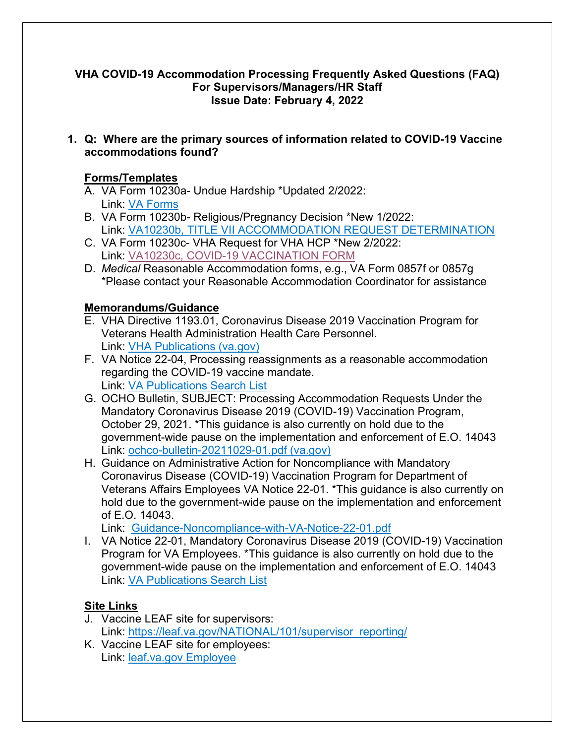# VHA COVID-19 Accommodation Processing Frequently Asked Questions (FAQ)
## For Supervisors/Managers/HR Staff
### Issue Date: February 4, 2022

1. **Q: Where are the primary sources of information related to COVID-19 Vaccine accommodations found?**

**Forms/Templates**

A. VA Form 10230a- Undue Hardship *Updated 2/2022:
Link: [VA Forms]

B. VA Form 10230b- Religious/Pregnancy Decision *New 1/2022:
Link: [VA10230b, TITLE VII ACCOMMODATION REQUEST DETERMINATION]

C. VA Form 10230c- VHA Request for VHA HCP *New 2/2022:
Link: [VA10230c, COVID-19 VACCINATION FORM]

D. *Medical* Reasonable Accommodation forms, e.g., VA Form 0857f or 0857g
*Please contact your Reasonable Accommodation Coordinator for assistance

**Memorandums/Guidance**

E. VHA Directive 1193.01, Coronavirus Disease 2019 Vaccination Program for Veterans Health Administration Health Care Personnel.
Link: [VHA Publications (va.gov)]

F. VA Notice 22-04, Processing reassignments as a reasonable accommodation regarding the COVID-19 vaccine mandate.
Link: [VA Publications Search List]

G. OCHO Bulletin, SUBJECT: Processing Accommodation Requests Under the Mandatory Coronavirus Disease 2019 (COVID-19) Vaccination Program, October 29, 2021. *This guidance is also currently on hold due to the government-wide pause on the implementation and enforcement of E.O. 14043
Link: [ochco-bulletin-20211029-01.pdf (va.gov)]

H. Guidance on Administrative Action for Noncompliance with Mandatory Coronavirus Disease (COVID-19) Vaccination Program for Department of Veterans Affairs Employees VA Notice 22-01. *This guidance is also currently on hold due to the government-wide pause on the implementation and enforcement of E.O. 14043.
Link: [Guidance-Noncompliance-with-VA-Notice-22-01.pdf]

I. VA Notice 22-01, Mandatory Coronavirus Disease 2019 (COVID-19) Vaccination Program for VA Employees. *This guidance is also currently on hold due to the government-wide pause on the implementation and enforcement of E.O. 14043
Link: [VA Publications Search List]

**Site Links**

J. Vaccine LEAF site for supervisors:
Link: https://leaf.va.gov/NATIONAL/101/supervisor_reporting/

K. Vaccine LEAF site for employees:
Link: [leaf.va.gov Employee]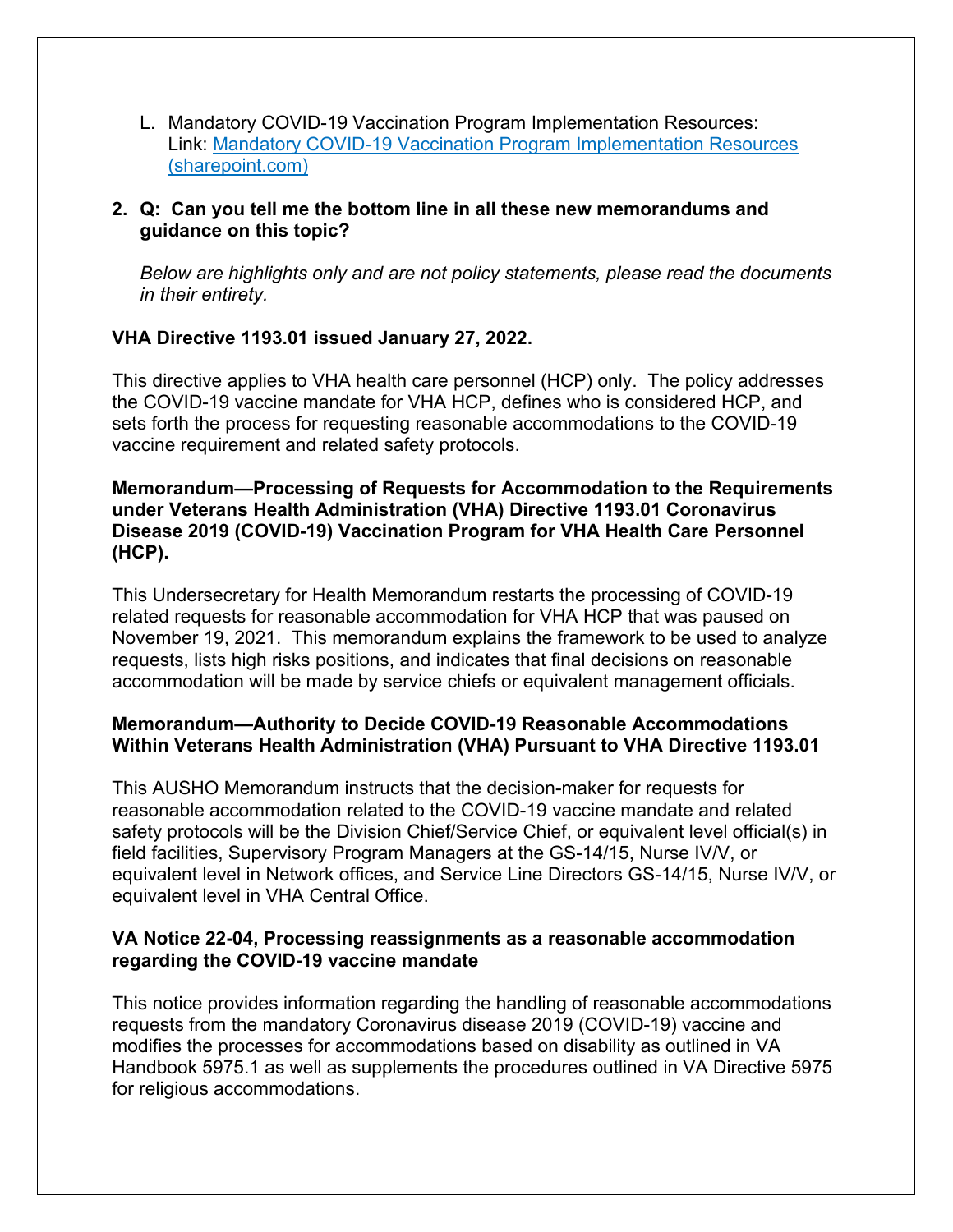L. Mandatory COVID-19 Vaccination Program Implementation Resources:
   Link: [Mandatory COVID-19 Vaccination Program Implementation Resources (sharepoint.com)](sharepoint.com)

**2. Q: Can you tell me the bottom line in all these new memorandums and guidance on this topic?**

*Below are highlights only and are not policy statements, please read the documents in their entirety.*

**VHA Directive 1193.01 issued January 27, 2022.**

This directive applies to VHA health care personnel (HCP) only. The policy addresses the COVID-19 vaccine mandate for VHA HCP, defines who is considered HCP, and sets forth the process for requesting reasonable accommodations to the COVID-19 vaccine requirement and related safety protocols.

**Memorandum—Processing of Requests for Accommodation to the Requirements under Veterans Health Administration (VHA) Directive 1193.01 Coronavirus Disease 2019 (COVID-19) Vaccination Program for VHA Health Care Personnel (HCP).**

This Undersecretary for Health Memorandum restarts the processing of COVID-19 related requests for reasonable accommodation for VHA HCP that was paused on November 19, 2021. This memorandum explains the framework to be used to analyze requests, lists high risks positions, and indicates that final decisions on reasonable accommodation will be made by service chiefs or equivalent management officials.

**Memorandum—Authority to Decide COVID-19 Reasonable Accommodations Within Veterans Health Administration (VHA) Pursuant to VHA Directive 1193.01**

This AUSHO Memorandum instructs that the decision-maker for requests for reasonable accommodation related to the COVID-19 vaccine mandate and related safety protocols will be the Division Chief/Service Chief, or equivalent level official(s) in field facilities, Supervisory Program Managers at the GS-14/15, Nurse IV/V, or equivalent level in Network offices, and Service Line Directors GS-14/15, Nurse IV/V, or equivalent level in VHA Central Office.

**VA Notice 22-04, Processing reassignments as a reasonable accommodation regarding the COVID-19 vaccine mandate**

This notice provides information regarding the handling of reasonable accommodations requests from the mandatory Coronavirus disease 2019 (COVID-19) vaccine and modifies the processes for accommodations based on disability as outlined in VA Handbook 5975.1 as well as supplements the procedures outlined in VA Directive 5975 for religious accommodations.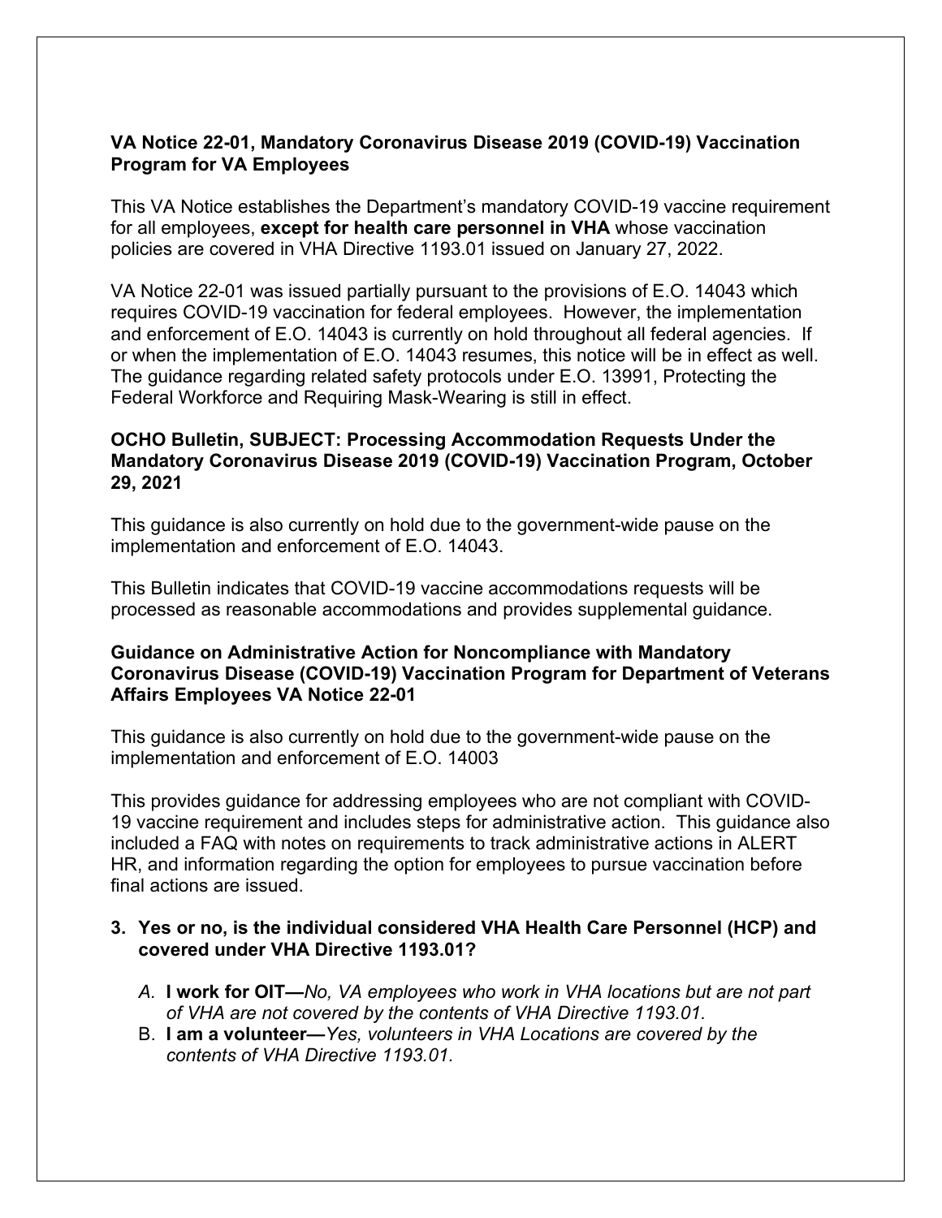**VA Notice 22-01, Mandatory Coronavirus Disease 2019 (COVID-19) Vaccination Program for VA Employees**

This VA Notice establishes the Department's mandatory COVID-19 vaccine requirement for all employees, **except for health care personnel in VHA** whose vaccination policies are covered in VHA Directive 1193.01 issued on January 27, 2022.

VA Notice 22-01 was issued partially pursuant to the provisions of E.O. 14043 which requires COVID-19 vaccination for federal employees. However, the implementation and enforcement of E.O. 14043 is currently on hold throughout all federal agencies. If or when the implementation of E.O. 14043 resumes, this notice will be in effect as well. The guidance regarding related safety protocols under E.O. 13991, Protecting the Federal Workforce and Requiring Mask-Wearing is still in effect.

**OCHO Bulletin, SUBJECT: Processing Accommodation Requests Under the Mandatory Coronavirus Disease 2019 (COVID-19) Vaccination Program, October 29, 2021**

This guidance is also currently on hold due to the government-wide pause on the implementation and enforcement of E.O. 14043.

This Bulletin indicates that COVID-19 vaccine accommodations requests will be processed as reasonable accommodations and provides supplemental guidance.

**Guidance on Administrative Action for Noncompliance with Mandatory Coronavirus Disease (COVID-19) Vaccination Program for Department of Veterans Affairs Employees VA Notice 22-01**

This guidance is also currently on hold due to the government-wide pause on the implementation and enforcement of E.O. 14003

This provides guidance for addressing employees who are not compliant with COVID-19 vaccine requirement and includes steps for administrative action. This guidance also included a FAQ with notes on requirements to track administrative actions in ALERT HR, and information regarding the option for employees to pursue vaccination before final actions are issued.

3. **Yes or no, is the individual considered VHA Health Care Personnel (HCP) and covered under VHA Directive 1193.01?**

   A. **I work for OIT—***No, VA employees who work in VHA locations but are not part of VHA are not covered by the contents of VHA Directive 1193.01.*

   B. **I am a volunteer—***Yes, volunteers in VHA Locations are covered by the contents of VHA Directive 1193.01.*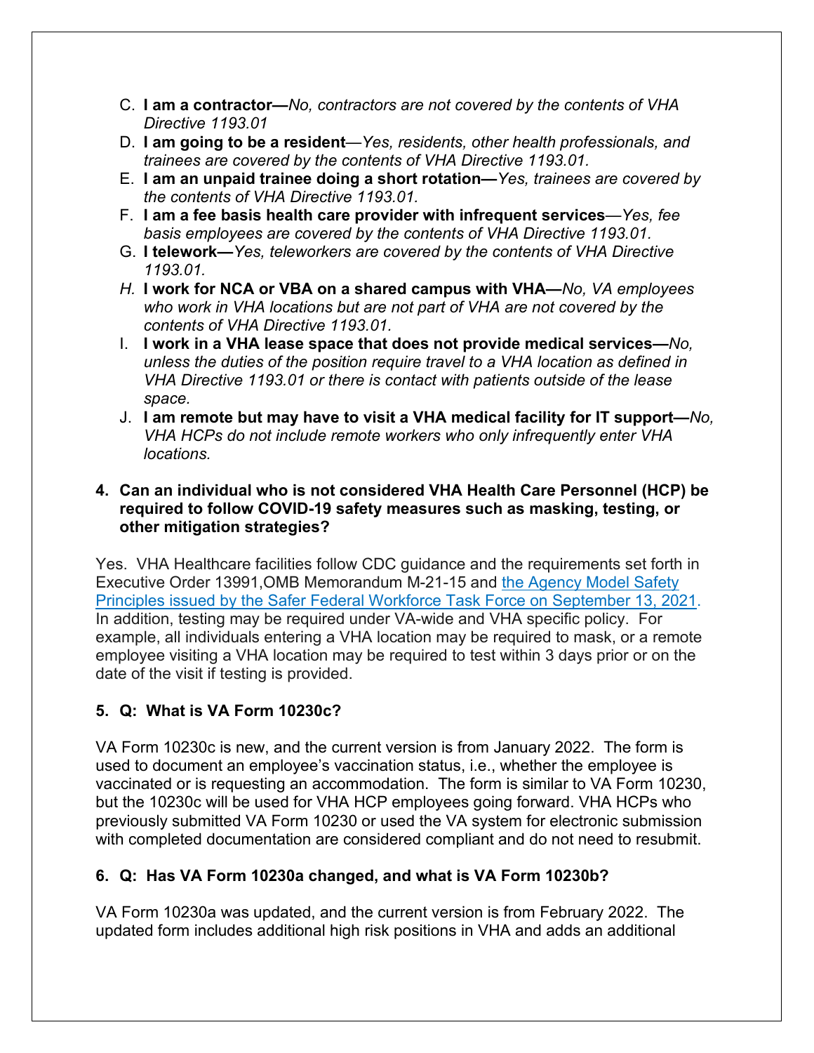C. **I am a contractor—***No, contractors are not covered by the contents of VHA Directive 1193.01*
D. **I am going to be a resident**—*Yes, residents, other health professionals, and trainees are covered by the contents of VHA Directive 1193.01.*
E. **I am an unpaid trainee doing a short rotation—***Yes, trainees are covered by the contents of VHA Directive 1193.01.*
F. **I am a fee basis health care provider with infrequent services**—*Yes, fee basis employees are covered by the contents of VHA Directive 1193.01.*
G. **I telework—***Yes, teleworkers are covered by the contents of VHA Directive 1193.01.*
H. **I work for NCA or VBA on a shared campus with VHA—***No, VA employees who work in VHA locations but are not part of VHA are not covered by the contents of VHA Directive 1193.01.*
I. **I work in a VHA lease space that does not provide medical services—***No, unless the duties of the position require travel to a VHA location as defined in VHA Directive 1193.01 or there is contact with patients outside of the lease space.*
J. **I am remote but may have to visit a VHA medical facility for IT support—***No, VHA HCPs do not include remote workers who only infrequently enter VHA locations.*

**4. Can an individual who is not considered VHA Health Care Personnel (HCP) be required to follow COVID-19 safety measures such as masking, testing, or other mitigation strategies?**

Yes. VHA Healthcare facilities follow CDC guidance and the requirements set forth in Executive Order 13991,OMB Memorandum M-21-15 and [the Agency Model Safety Principles issued by the Safer Federal Workforce Task Force on September 13, 2021](). In addition, testing may be required under VA-wide and VHA specific policy. For example, all individuals entering a VHA location may be required to mask, or a remote employee visiting a VHA location may be required to test within 3 days prior or on the date of the visit if testing is provided.

**5. Q: What is VA Form 10230c?**

VA Form 10230c is new, and the current version is from January 2022. The form is used to document an employee's vaccination status, i.e., whether the employee is vaccinated or is requesting an accommodation. The form is similar to VA Form 10230, but the 10230c will be used for VHA HCP employees going forward. VHA HCPs who previously submitted VA Form 10230 or used the VA system for electronic submission with completed documentation are considered compliant and do not need to resubmit.

**6. Q: Has VA Form 10230a changed, and what is VA Form 10230b?**

VA Form 10230a was updated, and the current version is from February 2022. The updated form includes additional high risk positions in VHA and adds an additional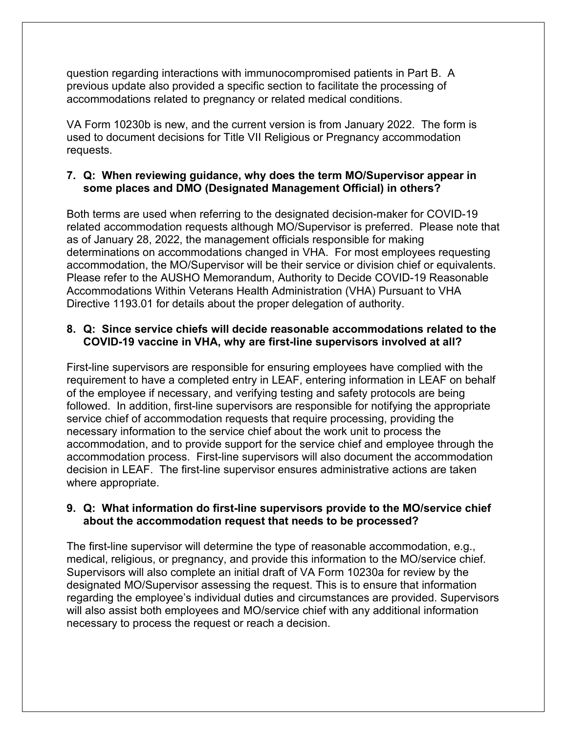question regarding interactions with immunocompromised patients in Part B. A previous update also provided a specific section to facilitate the processing of accommodations related to pregnancy or related medical conditions.

VA Form 10230b is new, and the current version is from January 2022. The form is used to document decisions for Title VII Religious or Pregnancy accommodation requests.

**7. Q: When reviewing guidance, why does the term MO/Supervisor appear in some places and DMO (Designated Management Official) in others?**

Both terms are used when referring to the designated decision-maker for COVID-19 related accommodation requests although MO/Supervisor is preferred. Please note that as of January 28, 2022, the management officials responsible for making determinations on accommodations changed in VHA. For most employees requesting accommodation, the MO/Supervisor will be their service or division chief or equivalents. Please refer to the AUSHO Memorandum, Authority to Decide COVID-19 Reasonable Accommodations Within Veterans Health Administration (VHA) Pursuant to VHA Directive 1193.01 for details about the proper delegation of authority.

**8. Q: Since service chiefs will decide reasonable accommodations related to the COVID-19 vaccine in VHA, why are first-line supervisors involved at all?**

First-line supervisors are responsible for ensuring employees have complied with the requirement to have a completed entry in LEAF, entering information in LEAF on behalf of the employee if necessary, and verifying testing and safety protocols are being followed. In addition, first-line supervisors are responsible for notifying the appropriate service chief of accommodation requests that require processing, providing the necessary information to the service chief about the work unit to process the accommodation, and to provide support for the service chief and employee through the accommodation process. First-line supervisors will also document the accommodation decision in LEAF. The first-line supervisor ensures administrative actions are taken where appropriate.

**9. Q: What information do first-line supervisors provide to the MO/service chief about the accommodation request that needs to be processed?**

The first-line supervisor will determine the type of reasonable accommodation, e.g., medical, religious, or pregnancy, and provide this information to the MO/service chief. Supervisors will also complete an initial draft of VA Form 10230a for review by the designated MO/Supervisor assessing the request. This is to ensure that information regarding the employee's individual duties and circumstances are provided. Supervisors will also assist both employees and MO/service chief with any additional information necessary to process the request or reach a decision.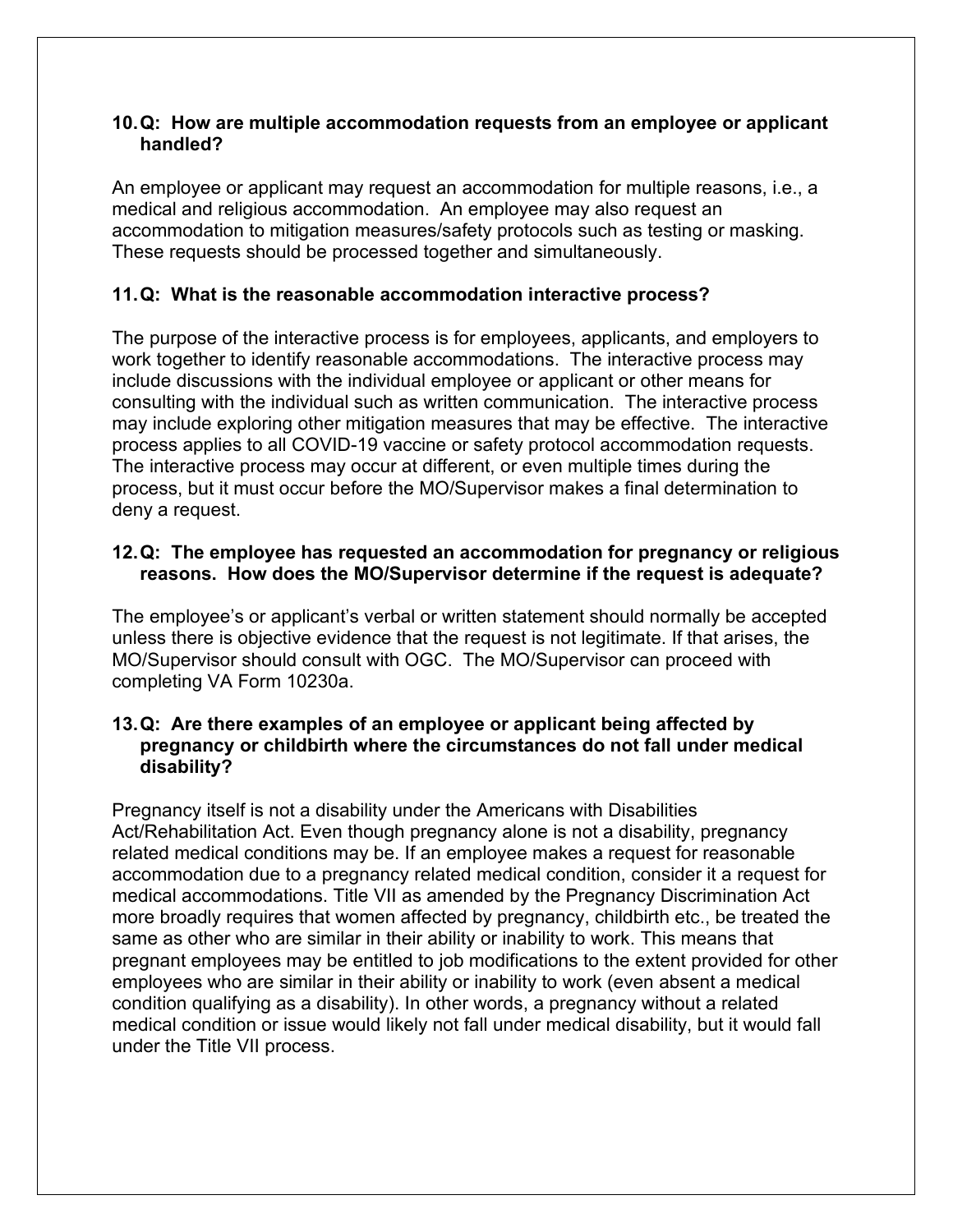**10. Q: How are multiple accommodation requests from an employee or applicant handled?**

An employee or applicant may request an accommodation for multiple reasons, i.e., a medical and religious accommodation. An employee may also request an accommodation to mitigation measures/safety protocols such as testing or masking. These requests should be processed together and simultaneously.

**11. Q: What is the reasonable accommodation interactive process?**

The purpose of the interactive process is for employees, applicants, and employers to work together to identify reasonable accommodations. The interactive process may include discussions with the individual employee or applicant or other means for consulting with the individual such as written communication. The interactive process may include exploring other mitigation measures that may be effective. The interactive process applies to all COVID-19 vaccine or safety protocol accommodation requests. The interactive process may occur at different, or even multiple times during the process, but it must occur before the MO/Supervisor makes a final determination to deny a request.

**12. Q: The employee has requested an accommodation for pregnancy or religious reasons. How does the MO/Supervisor determine if the request is adequate?**

The employee's or applicant's verbal or written statement should normally be accepted unless there is objective evidence that the request is not legitimate. If that arises, the MO/Supervisor should consult with OGC. The MO/Supervisor can proceed with completing VA Form 10230a.

**13. Q: Are there examples of an employee or applicant being affected by pregnancy or childbirth where the circumstances do not fall under medical disability?**

Pregnancy itself is not a disability under the Americans with Disabilities Act/Rehabilitation Act. Even though pregnancy alone is not a disability, pregnancy related medical conditions may be. If an employee makes a request for reasonable accommodation due to a pregnancy related medical condition, consider it a request for medical accommodations. Title VII as amended by the Pregnancy Discrimination Act more broadly requires that women affected by pregnancy, childbirth etc., be treated the same as other who are similar in their ability or inability to work. This means that pregnant employees may be entitled to job modifications to the extent provided for other employees who are similar in their ability or inability to work (even absent a medical condition qualifying as a disability). In other words, a pregnancy without a related medical condition or issue would likely not fall under medical disability, but it would fall under the Title VII process.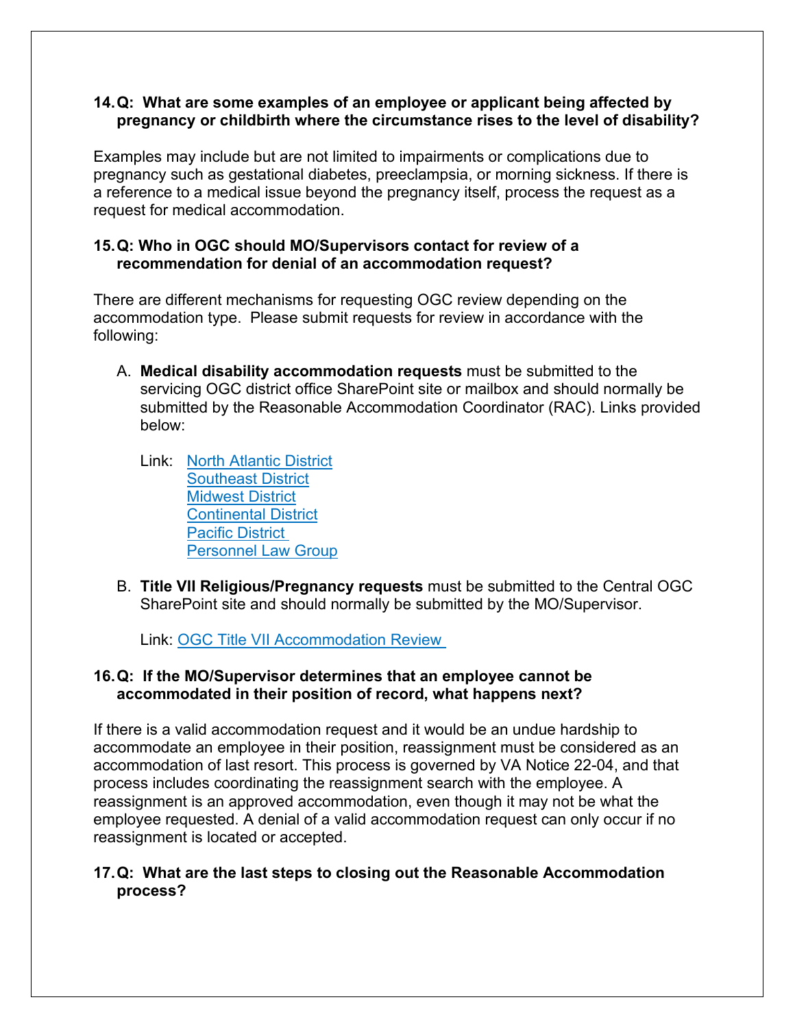**14. Q: What are some examples of an employee or applicant being affected by pregnancy or childbirth where the circumstance rises to the level of disability?**

Examples may include but are not limited to impairments or complications due to pregnancy such as gestational diabetes, preeclampsia, or morning sickness. If there is a reference to a medical issue beyond the pregnancy itself, process the request as a request for medical accommodation.

**15. Q: Who in OGC should MO/Supervisors contact for review of a recommendation for denial of an accommodation request?**

There are different mechanisms for requesting OGC review depending on the accommodation type. Please submit requests for review in accordance with the following:

A. **Medical disability accommodation requests** must be submitted to the servicing OGC district office SharePoint site or mailbox and should normally be submitted by the Reasonable Accommodation Coordinator (RAC). Links provided below:

   Link: North Atlantic District
   Southeast District
   Midwest District
   Continental District
   Pacific District
   Personnel Law Group

B. **Title VII Religious/Pregnancy requests** must be submitted to the Central OGC SharePoint site and should normally be submitted by the MO/Supervisor.

   Link: OGC Title VII Accommodation Review

**16. Q: If the MO/Supervisor determines that an employee cannot be accommodated in their position of record, what happens next?**

If there is a valid accommodation request and it would be an undue hardship to accommodate an employee in their position, reassignment must be considered as an accommodation of last resort. This process is governed by VA Notice 22-04, and that process includes coordinating the reassignment search with the employee. A reassignment is an approved accommodation, even though it may not be what the employee requested. A denial of a valid accommodation request can only occur if no reassignment is located or accepted.

**17. Q: What are the last steps to closing out the Reasonable Accommodation process?**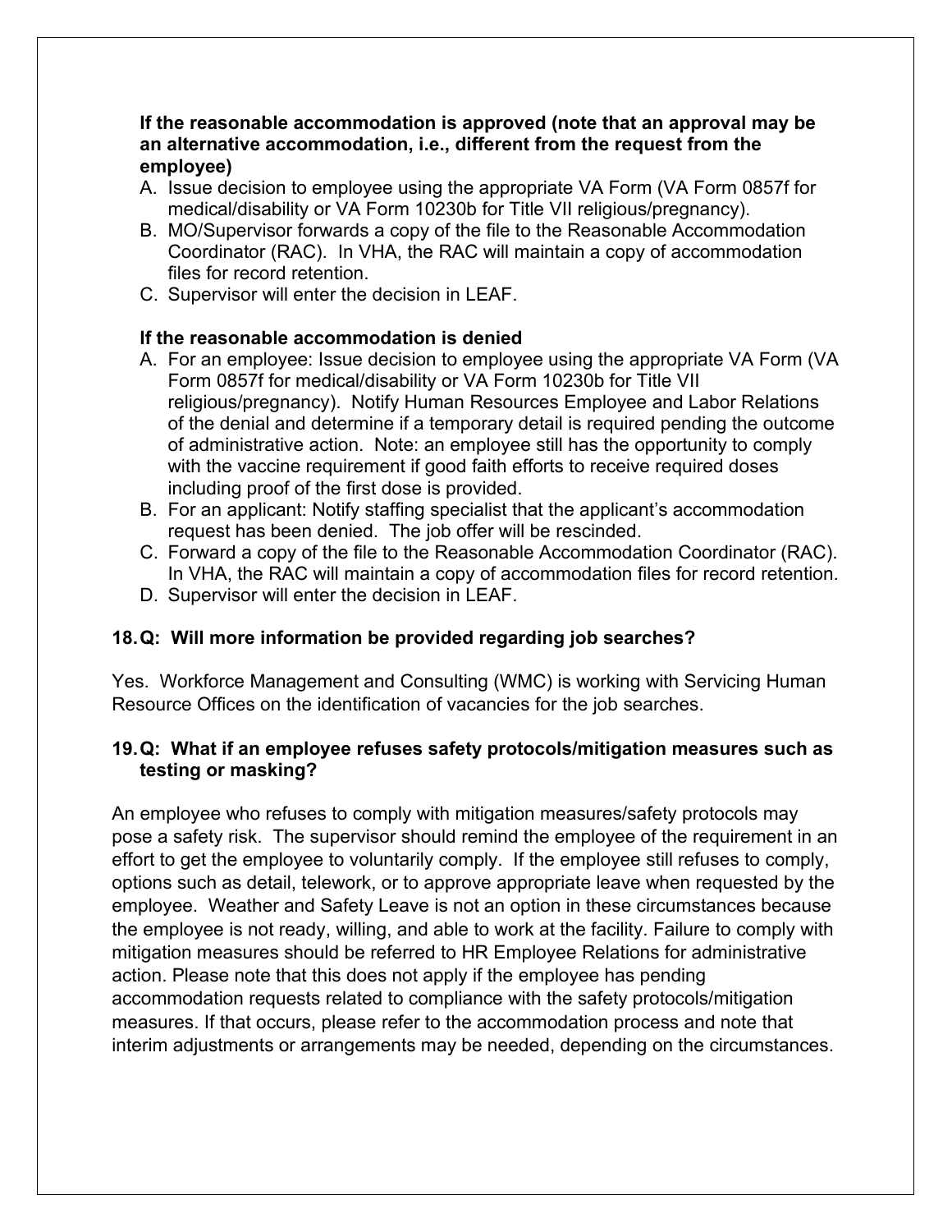**If the reasonable accommodation is approved (note that an approval may be an alternative accommodation, i.e., different from the request from the employee)**

A. Issue decision to employee using the appropriate VA Form (VA Form 0857f for medical/disability or VA Form 10230b for Title VII religious/pregnancy).
B. MO/Supervisor forwards a copy of the file to the Reasonable Accommodation Coordinator (RAC). In VHA, the RAC will maintain a copy of accommodation files for record retention.
C. Supervisor will enter the decision in LEAF.

**If the reasonable accommodation is denied**

A. For an employee: Issue decision to employee using the appropriate VA Form (VA Form 0857f for medical/disability or VA Form 10230b for Title VII religious/pregnancy). Notify Human Resources Employee and Labor Relations of the denial and determine if a temporary detail is required pending the outcome of administrative action. Note: an employee still has the opportunity to comply with the vaccine requirement if good faith efforts to receive required doses including proof of the first dose is provided.
B. For an applicant: Notify staffing specialist that the applicant's accommodation request has been denied. The job offer will be rescinded.
C. Forward a copy of the file to the Reasonable Accommodation Coordinator (RAC). In VHA, the RAC will maintain a copy of accommodation files for record retention.
D. Supervisor will enter the decision in LEAF.

**18. Q: Will more information be provided regarding job searches?**

Yes. Workforce Management and Consulting (WMC) is working with Servicing Human Resource Offices on the identification of vacancies for the job searches.

**19. Q: What if an employee refuses safety protocols/mitigation measures such as testing or masking?**

An employee who refuses to comply with mitigation measures/safety protocols may pose a safety risk. The supervisor should remind the employee of the requirement in an effort to get the employee to voluntarily comply. If the employee still refuses to comply, options such as detail, telework, or to approve appropriate leave when requested by the employee. Weather and Safety Leave is not an option in these circumstances because the employee is not ready, willing, and able to work at the facility. Failure to comply with mitigation measures should be referred to HR Employee Relations for administrative action. Please note that this does not apply if the employee has pending accommodation requests related to compliance with the safety protocols/mitigation measures. If that occurs, please refer to the accommodation process and note that interim adjustments or arrangements may be needed, depending on the circumstances.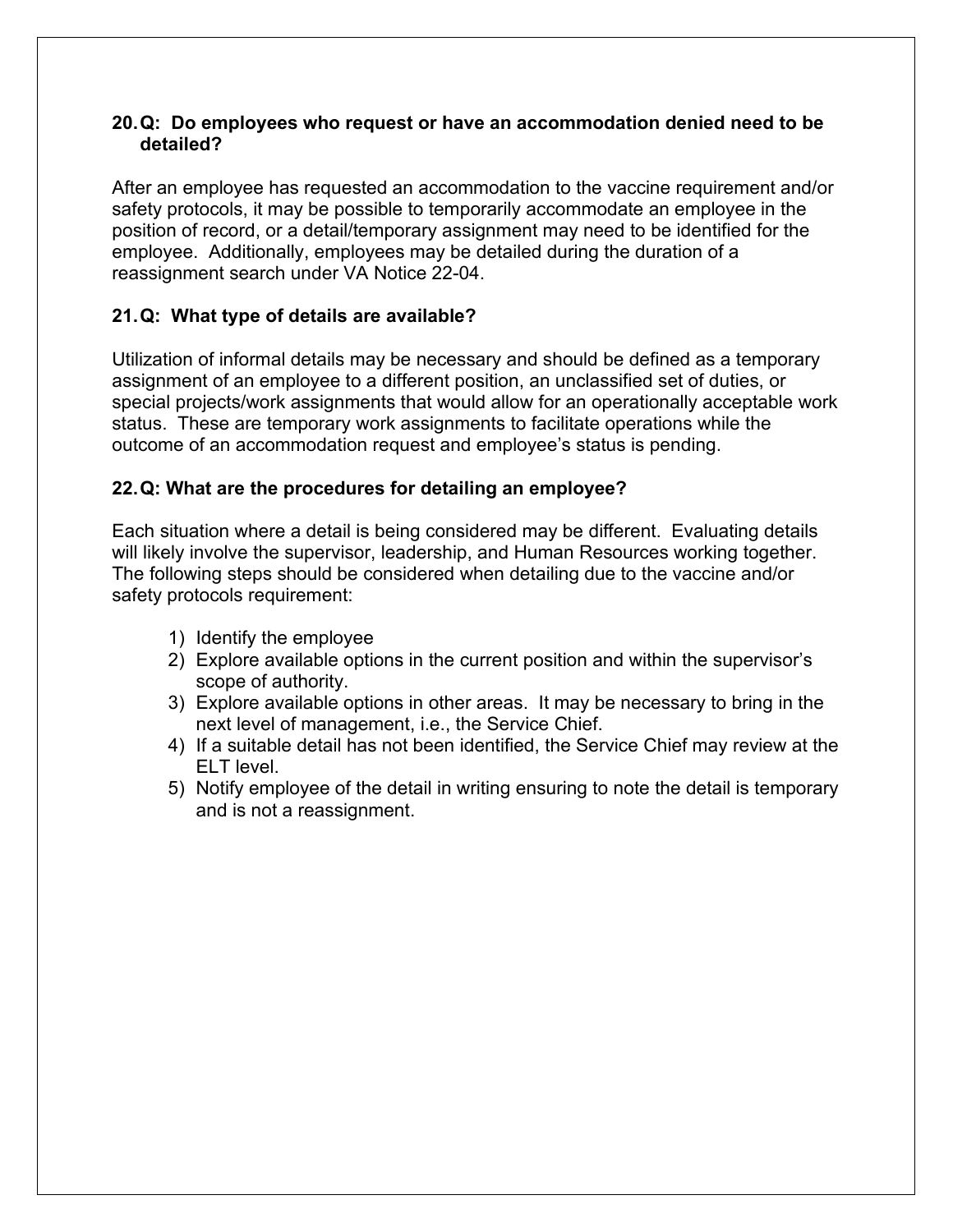**20. Q: Do employees who request or have an accommodation denied need to be detailed?**

After an employee has requested an accommodation to the vaccine requirement and/or safety protocols, it may be possible to temporarily accommodate an employee in the position of record, or a detail/temporary assignment may need to be identified for the employee. Additionally, employees may be detailed during the duration of a reassignment search under VA Notice 22-04.

**21. Q: What type of details are available?**

Utilization of informal details may be necessary and should be defined as a temporary assignment of an employee to a different position, an unclassified set of duties, or special projects/work assignments that would allow for an operationally acceptable work status. These are temporary work assignments to facilitate operations while the outcome of an accommodation request and employee's status is pending.

**22. Q: What are the procedures for detailing an employee?**

Each situation where a detail is being considered may be different. Evaluating details will likely involve the supervisor, leadership, and Human Resources working together. The following steps should be considered when detailing due to the vaccine and/or safety protocols requirement:

1) Identify the employee
2) Explore available options in the current position and within the supervisor's scope of authority.
3) Explore available options in other areas. It may be necessary to bring in the next level of management, i.e., the Service Chief.
4) If a suitable detail has not been identified, the Service Chief may review at the ELT level.
5) Notify employee of the detail in writing ensuring to note the detail is temporary and is not a reassignment.